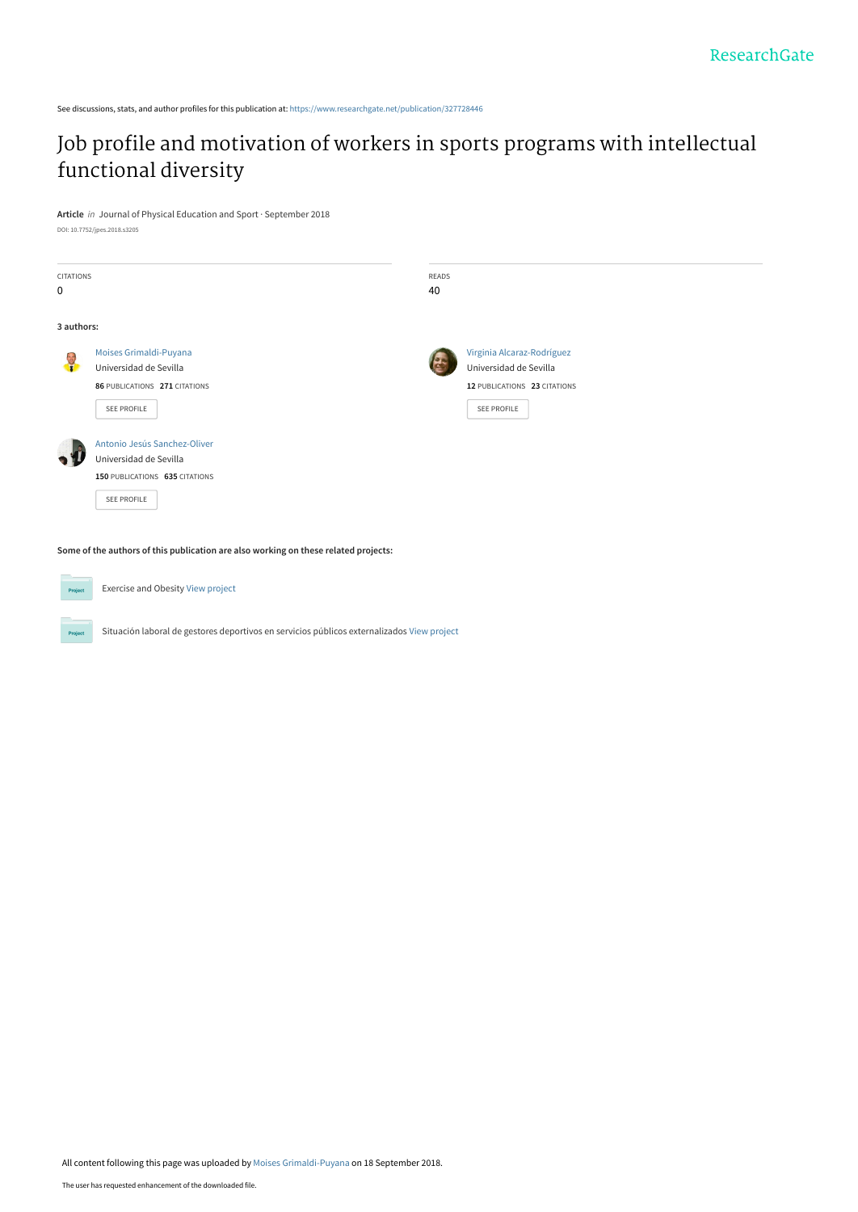See discussions, stats, and author profiles for this publication at: https://www.researchgate.net/publication/327728446

# Job profile and motivation of workers in sports programs with intellectual functional diversity

**Article** *in* Journal of Physical Education and Sport · September 2018

DOI: 10.7752/jpes.2018.s3205

| CITATIONS | READS |
|---|---|
| 0 | 40 |

**3 authors:**

**Moises Grimaldi-Puyana**
Universidad de Sevilla
**86** PUBLICATIONS **271** CITATIONS
SEE PROFILE

**Virginia Alcaraz-Rodriguez**
Universidad de Sevilla
**12** PUBLICATIONS **23** CITATIONS
SEE PROFILE

**Antonio Jesús Sanchez-Oliver**
Universidad de Sevilla
**150** PUBLICATIONS **635** CITATIONS
SEE PROFILE

**Some of the authors of this publication are also working on these related projects:**

Project: Exercise and Obesity View project

Project: Situación laboral de gestores deportivos en servicios públicos externalizados View project

All content following this page was uploaded by Moises Grimaldi-Puyana on 18 September 2018.

The user has requested enhancement of the downloaded file.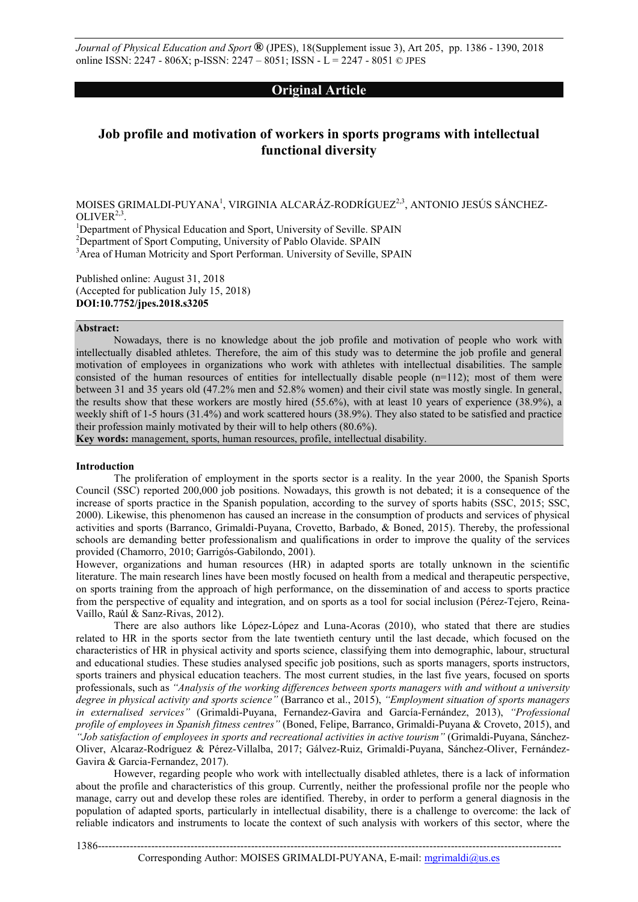## Original Article

# Job profile and motivation of workers in sports programs with intellectual functional diversity

MOISES GRIMALDI-PUYANA[1], VIRGINIA ALCARÁZ-RODRÍGUEZ[2,3], ANTONIO JESÚS SÁNCHEZ-OLIVER[2,3].

[1]Department of Physical Education and Sport, University of Seville. SPAIN
[2]Department of Sport Computing, University of Pablo Olavide. SPAIN
[3]Area of Human Motricity and Sport Performan. University of Seville, SPAIN

Published online: August 31, 2018
(Accepted for publication July 15, 2018)
**DOI:10.7752/jpes.2018.s3205**

**Abstract:**

Nowadays, there is no knowledge about the job profile and motivation of people who work with intellectually disabled athletes. Therefore, the aim of this study was to determine the job profile and general motivation of employees in organizations who work with athletes with intellectual disabilities. The sample consisted of the human resources of entities for intellectually disable people (n=112); most of them were between 31 and 35 years old (47.2% men and 52.8% women) and their civil state was mostly single. In general, the results show that these workers are mostly hired (55.6%), with at least 10 years of experience (38.9%), a weekly shift of 1-5 hours (31.4%) and work scattered hours (38.9%). They also stated to be satisfied and practice their profession mainly motivated by their will to help others (80.6%).

**Key words:** management, sports, human resources, profile, intellectual disability.

## Introduction

The proliferation of employment in the sports sector is a reality. In the year 2000, the Spanish Sports Council (SSC) reported 200,000 job positions. Nowadays, this growth is not debated; it is a consequence of the increase of sports practice in the Spanish population, according to the survey of sports habits (SSC, 2015; SSC, 2000). Likewise, this phenomenon has caused an increase in the consumption of products and services of physical activities and sports (Barranco, Grimaldi-Puyana, Crovetto, Barbado, & Boned, 2015). Thereby, the professional schools are demanding better professionalism and qualifications in order to improve the quality of the services provided (Chamorro, 2010; Garrigós-Gabilondo, 2001).

However, organizations and human resources (HR) in adapted sports are totally unknown in the scientific literature. The main research lines have been mostly focused on health from a medical and therapeutic perspective, on sports training from the approach of high performance, on the dissemination of and access to sports practice from the perspective of equality and integration, and on sports as a tool for social inclusion (Pérez-Tejero, Reina-Vaíllo, Raúl & Sanz-Rivas, 2012).

There are also authors like López-López and Luna-Acoras (2010), who stated that there are studies related to HR in the sports sector from the late twentieth century until the last decade, which focused on the characteristics of HR in physical activity and sports science, classifying them into demographic, labour, structural and educational studies. These studies analysed specific job positions, such as sports managers, sports instructors, sports trainers and physical education teachers. The most current studies, in the last five years, focused on sports professionals, such as *"Analysis of the working differences between sports managers with and without a university degree in physical activity and sports science"* (Barranco et al., 2015), *"Employment situation of sports managers in externalised services"* (Grimaldi-Puyana, Fernandez-Gavira and García-Fernández, 2013), *"Professional profile of employees in Spanish fitness centres"* (Boned, Felipe, Barranco, Grimaldi-Puyana & Croveto, 2015), and *"Job satisfaction of employees in sports and recreational activities in active tourism"* (Grimaldi-Puyana, Sánchez-Oliver, Alcaraz-Rodríguez & Pérez-Villalba, 2017; Gálvez-Ruiz, Grimaldi-Puyana, Sánchez-Oliver, Fernández-Gavira & Garcia-Fernandez, 2017).

However, regarding people who work with intellectually disabled athletes, there is a lack of information about the profile and characteristics of this group. Currently, neither the professional profile nor the people who manage, carry out and develop these roles are identified. Thereby, in order to perform a general diagnosis in the population of adapted sports, particularly in intellectual disability, there is a challenge to overcome: the lack of reliable indicators and instruments to locate the context of such analysis with workers of this sector, where the

Corresponding Author: MOISES GRIMALDI-PUYANA, E-mail: mgrimaldi@us.es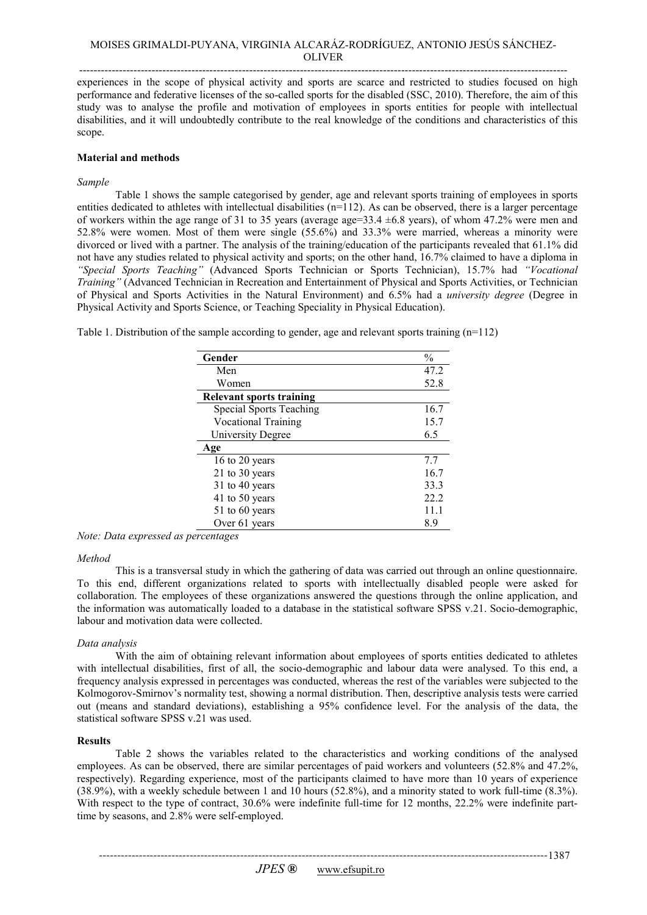experiences in the scope of physical activity and sports are scarce and restricted to studies focused on high performance and federative licenses of the so-called sports for the disabled (SSC, 2010). Therefore, the aim of this study was to analyse the profile and motivation of employees in sports entities for people with intellectual disabilities, and it will undoubtedly contribute to the real knowledge of the conditions and characteristics of this scope.

## Material and methods

*Sample*

Table 1 shows the sample categorised by gender, age and relevant sports training of employees in sports entities dedicated to athletes with intellectual disabilities (n=112). As can be observed, there is a larger percentage of workers within the age range of 31 to 35 years (average age=33.4 ±6.8 years), of whom 47.2% were men and 52.8% were women. Most of them were single (55.6%) and 33.3% were married, whereas a minority were divorced or lived with a partner. The analysis of the training/education of the participants revealed that 61.1% did not have any studies related to physical activity and sports; on the other hand, 16.7% claimed to have a diploma in *"Special Sports Teaching"* (Advanced Sports Technician or Sports Technician), 15.7% had *"Vocational Training"* (Advanced Technician in Recreation and Entertainment of Physical and Sports Activities, or Technician of Physical and Sports Activities in the Natural Environment) and 6.5% had a *university degree* (Degree in Physical Activity and Sports Science, or Teaching Speciality in Physical Education).

Table 1. Distribution of the sample according to gender, age and relevant sports training (n=112)

| **Gender** | % |
|---|---|
| Men | 47.2 |
| Women | 52.8 |
| **Relevant sports training** | |
| Special Sports Teaching | 16.7 |
| Vocational Training | 15.7 |
| University Degree | 6.5 |
| **Age** | |
| 16 to 20 years | 7.7 |
| 21 to 30 years | 16.7 |
| 31 to 40 years | 33.3 |
| 41 to 50 years | 22.2 |
| 51 to 60 years | 11.1 |
| Over 61 years | 8.9 |

*Note: Data expressed as percentages*

*Method*

This is a transversal study in which the gathering of data was carried out through an online questionnaire. To this end, different organizations related to sports with intellectually disabled people were asked for collaboration. The employees of these organizations answered the questions through the online application, and the information was automatically loaded to a database in the statistical software SPSS v.21. Socio-demographic, labour and motivation data were collected.

*Data analysis*

With the aim of obtaining relevant information about employees of sports entities dedicated to athletes with intellectual disabilities, first of all, the socio-demographic and labour data were analysed. To this end, a frequency analysis expressed in percentages was conducted, whereas the rest of the variables were subjected to the Kolmogorov-Smirnov's normality test, showing a normal distribution. Then, descriptive analysis tests were carried out (means and standard deviations), establishing a 95% confidence level. For the analysis of the data, the statistical software SPSS v.21 was used.

## Results

Table 2 shows the variables related to the characteristics and working conditions of the analysed employees. As can be observed, there are similar percentages of paid workers and volunteers (52.8% and 47.2%, respectively). Regarding experience, most of the participants claimed to have more than 10 years of experience (38.9%), with a weekly schedule between 1 and 10 hours (52.8%), and a minority stated to work full-time (8.3%). With respect to the type of contract, 30.6% were indefinite full-time for 12 months, 22.2% were indefinite part-time by seasons, and 2.8% were self-employed.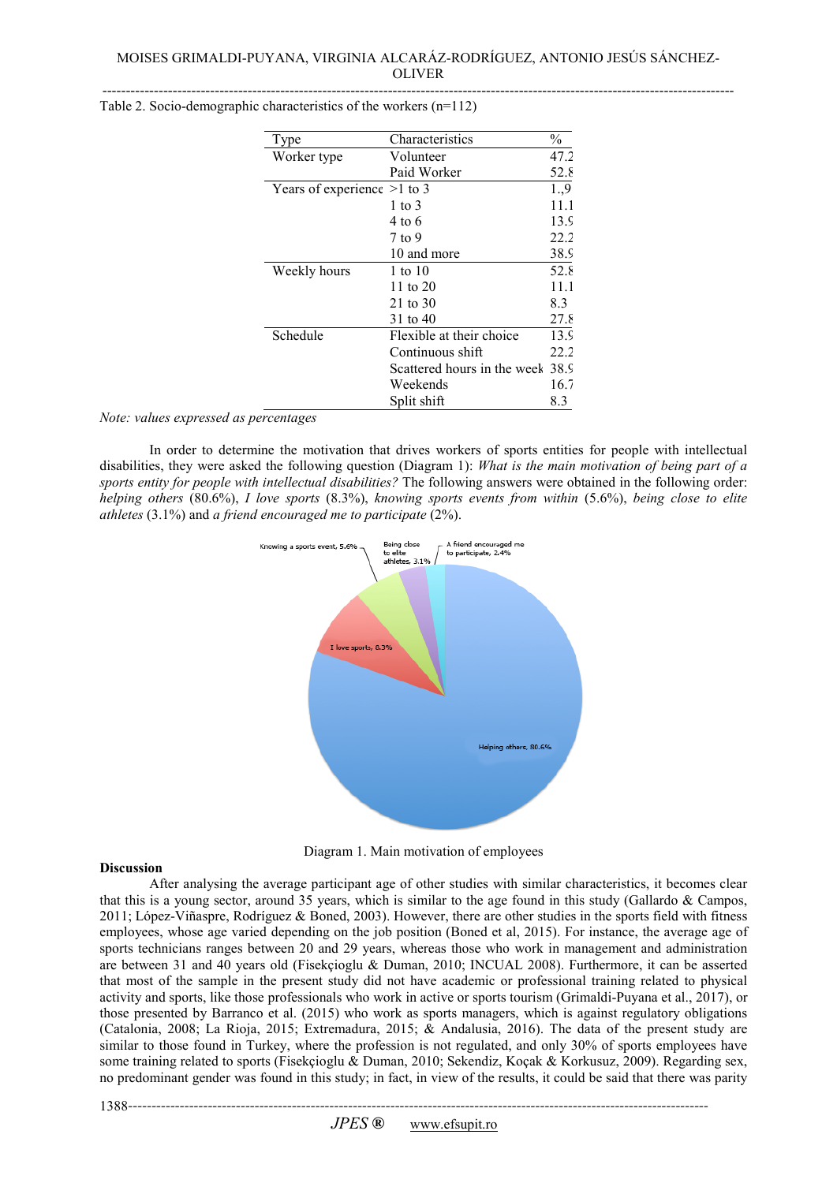Table 2. Socio-demographic characteristics of the workers (n=112)

| Type | Characteristics | % |
|---|---|---|
| Worker type | Volunteer | 47.2 |
| | Paid Worker | 52.8 |
| Years of experience | >1 to 3 | 1.,9 |
| | 1 to 3 | 11.1 |
| | 4 to 6 | 13.9 |
| | 7 to 9 | 22.2 |
| | 10 and more | 38.9 |
| Weekly hours | 1 to 10 | 52.8 |
| | 11 to 20 | 11.1 |
| | 21 to 30 | 8.3 |
| | 31 to 40 | 27.8 |
| Schedule | Flexible at their choice | 13.9 |
| | Continuous shift | 22.2 |
| | Scattered hours in the week | 38.9 |
| | Weekends | 16.7 |
| | Split shift | 8.3 |

*Note: values expressed as percentages*

In order to determine the motivation that drives workers of sports entities for people with intellectual disabilities, they were asked the following question (Diagram 1): *What is the main motivation of being part of a sports entity for people with intellectual disabilities?* The following answers were obtained in the following order: *helping others* (80.6%), *I love sports* (8.3%), *knowing sports events from within* (5.6%), *being close to elite athletes* (3.1%) and *a friend encouraged me to participate* (2%).

Knowing a sports event, 5.6%; Being close to elite athletes, 3.1%; A friend encouraged me to participate, 2.4%; I love sports, 8.3%; Helping others, 80.6%

Diagram 1. Main motivation of employees

**Discussion**

After analysing the average participant age of other studies with similar characteristics, it becomes clear that this is a young sector, around 35 years, which is similar to the age found in this study (Gallardo & Campos, 2011; López-Viñaspre, Rodríguez & Boned, 2003). However, there are other studies in the sports field with fitness employees, whose age varied depending on the job position (Boned et al, 2015). For instance, the average age of sports technicians ranges between 20 and 29 years, whereas those who work in management and administration are between 31 and 40 years old (Fisekçioglu & Duman, 2010; INCUAL 2008). Furthermore, it can be asserted that most of the sample in the present study did not have academic or professional training related to physical activity and sports, like those professionals who work in active or sports tourism (Grimaldi-Puyana et al., 2017), or those presented by Barranco et al. (2015) who work as sports managers, which is against regulatory obligations (Catalonia, 2008; La Rioja, 2015; Extremadura, 2015; & Andalusia, 2016). The data of the present study are similar to those found in Turkey, where the profession is not regulated, and only 30% of sports employees have some training related to sports (Fisekçioglu & Duman, 2010; Sekendiz, Koçak & Korkusuz, 2009). Regarding sex, no predominant gender was found in this study; in fact, in view of the results, it could be said that there was parity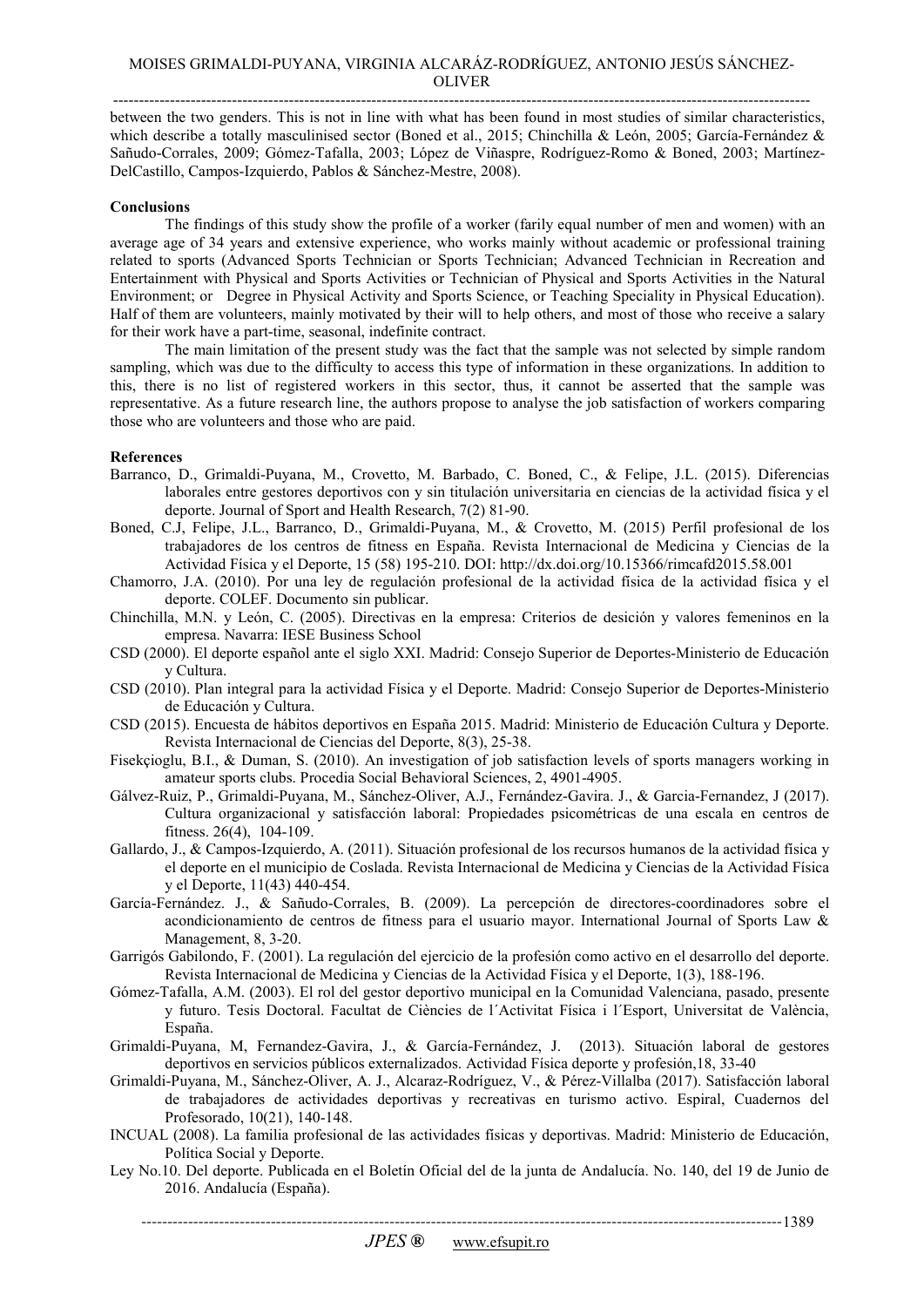between the two genders. This is not in line with what has been found in most studies of similar characteristics, which describe a totally masculinised sector (Boned et al., 2015; Chinchilla & León, 2005; García-Fernández & Sañudo-Corrales, 2009; Gómez-Tafalla, 2003; López de Viñaspre, Rodríguez-Romo & Boned, 2003; Martínez-DelCastillo, Campos-Izquierdo, Pablos & Sánchez-Mestre, 2008).

**Conclusions**

The findings of this study show the profile of a worker (farily equal number of men and women) with an average age of 34 years and extensive experience, who works mainly without academic or professional training related to sports (Advanced Sports Technician or Sports Technician; Advanced Technician in Recreation and Entertainment with Physical and Sports Activities or Technician of Physical and Sports Activities in the Natural Environment; or Degree in Physical Activity and Sports Science, or Teaching Speciality in Physical Education). Half of them are volunteers, mainly motivated by their will to help others, and most of those who receive a salary for their work have a part-time, seasonal, indefinite contract.

The main limitation of the present study was the fact that the sample was not selected by simple random sampling, which was due to the difficulty to access this type of information in these organizations. In addition to this, there is no list of registered workers in this sector, thus, it cannot be asserted that the sample was representative. As a future research line, the authors propose to analyse the job satisfaction of workers comparing those who are volunteers and those who are paid.

**References**

Barranco, D., Grimaldi-Puyana, M., Crovetto, M. Barbado, C. Boned, C., & Felipe, J.L. (2015). Diferencias laborales entre gestores deportivos con y sin titulación universitaria en ciencias de la actividad física y el deporte. Journal of Sport and Health Research, 7(2) 81-90.

Boned, C.J, Felipe, J.L., Barranco, D., Grimaldi-Puyana, M., & Crovetto, M. (2015) Perfil profesional de los trabajadores de los centros de fitness en España. Revista Internacional de Medicina y Ciencias de la Actividad Física y el Deporte, 15 (58) 195-210. DOI: http://dx.doi.org/10.15366/rimcafd2015.58.001

Chamorro, J.A. (2010). Por una ley de regulación profesional de la actividad física de la actividad física y el deporte. COLEF. Documento sin publicar.

Chinchilla, M.N. y León, C. (2005). Directivas en la empresa: Criterios de desición y valores femeninos en la empresa. Navarra: IESE Business School

CSD (2000). El deporte español ante el siglo XXI. Madrid: Consejo Superior de Deportes-Ministerio de Educación y Cultura.

CSD (2010). Plan integral para la actividad Física y el Deporte. Madrid: Consejo Superior de Deportes-Ministerio de Educación y Cultura.

CSD (2015). Encuesta de hábitos deportivos en España 2015. Madrid: Ministerio de Educación Cultura y Deporte. Revista Internacional de Ciencias del Deporte, 8(3), 25-38.

Fisekçioglu, B.I., & Duman, S. (2010). An investigation of job satisfaction levels of sports managers working in amateur sports clubs. Procedia Social Behavioral Sciences, 2, 4901-4905.

Gálvez-Ruiz, P., Grimaldi-Puyana, M., Sánchez-Oliver, A.J., Fernández-Gavira. J., & Garcia-Fernandez, J (2017). Cultura organizacional y satisfacción laboral: Propiedades psicométricas de una escala en centros de fitness. 26(4), 104-109.

Gallardo, J., & Campos-Izquierdo, A. (2011). Situación profesional de los recursos humanos de la actividad física y el deporte en el municipio de Coslada. Revista Internacional de Medicina y Ciencias de la Actividad Física y el Deporte, 11(43) 440-454.

García-Fernández. J., & Sañudo-Corrales, B. (2009). La percepción de directores-coordinadores sobre el acondicionamiento de centros de fitness para el usuario mayor. International Journal of Sports Law & Management, 8, 3-20.

Garrigós Gabilondo, F. (2001). La regulación del ejercicio de la profesión como activo en el desarrollo del deporte. Revista Internacional de Medicina y Ciencias de la Actividad Física y el Deporte, 1(3), 188-196.

Gómez-Tafalla, A.M. (2003). El rol del gestor deportivo municipal en la Comunidad Valenciana, pasado, presente y futuro. Tesis Doctoral. Facultat de Ciències de l´Activitat Física i l´Esport, Universitat de València, España.

Grimaldi-Puyana, M, Fernandez-Gavira, J., & García-Fernández, J. (2013). Situación laboral de gestores deportivos en servicios públicos externalizados. Actividad Física deporte y profesión,18, 33-40

Grimaldi-Puyana, M., Sánchez-Oliver, A. J., Alcaraz-Rodríguez, V., & Pérez-Villalba (2017). Satisfacción laboral de trabajadores de actividades deportivas y recreativas en turismo activo. Espiral, Cuadernos del Profesorado, 10(21), 140-148.

INCUAL (2008). La familia profesional de las actividades físicas y deportivas. Madrid: Ministerio de Educación, Política Social y Deporte.

Ley No.10. Del deporte. Publicada en el Boletín Oficial del de la junta de Andalucía. No. 140, del 19 de Junio de 2016. Andalucía (España).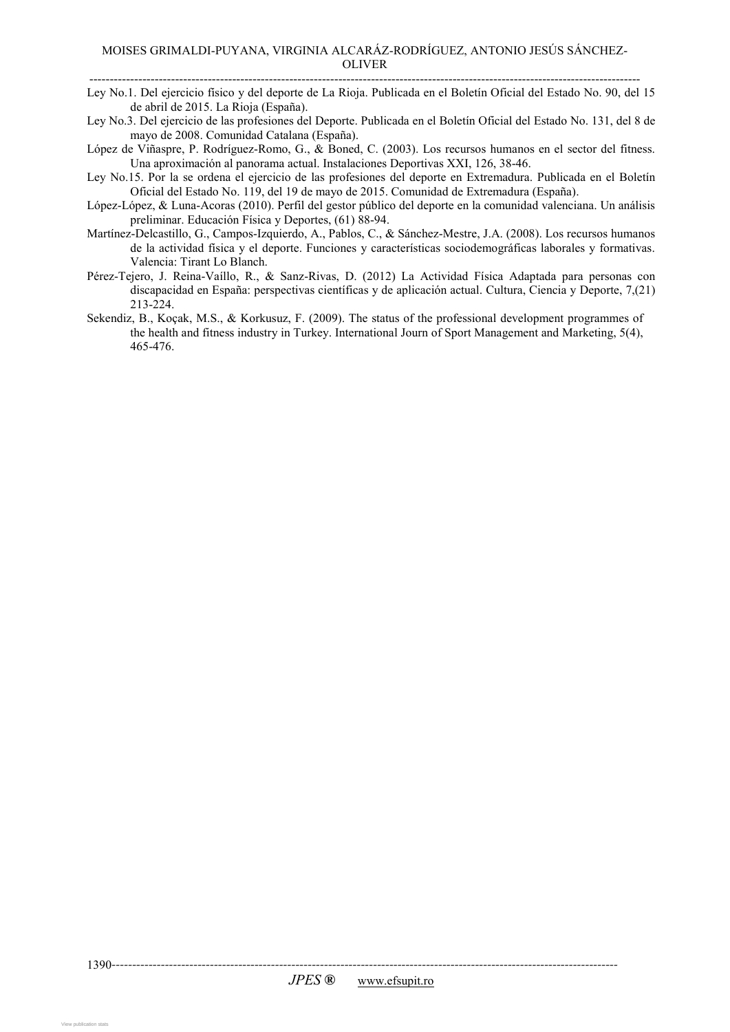Ley No.1. Del ejercicio físico y del deporte de La Rioja. Publicada en el Boletín Oficial del Estado No. 90, del 15 de abril de 2015. La Rioja (España).

Ley No.3. Del ejercicio de las profesiones del Deporte. Publicada en el Boletín Oficial del Estado No. 131, del 8 de mayo de 2008. Comunidad Catalana (España).

López de Viñaspre, P. Rodríguez-Romo, G., & Boned, C. (2003). Los recursos humanos en el sector del fitness. Una aproximación al panorama actual. Instalaciones Deportivas XXI, 126, 38-46.

Ley No.15. Por la se ordena el ejercicio de las profesiones del deporte en Extremadura. Publicada en el Boletín Oficial del Estado No. 119, del 19 de mayo de 2015. Comunidad de Extremadura (España).

López-López, & Luna-Acoras (2010). Perfil del gestor público del deporte en la comunidad valenciana. Un análisis preliminar. Educación Física y Deportes, (61) 88-94.

Martínez-Delcastillo, G., Campos-Izquierdo, A., Pablos, C., & Sánchez-Mestre, J.A. (2008). Los recursos humanos de la actividad física y el deporte. Funciones y características sociodemográficas laborales y formativas. Valencia: Tirant Lo Blanch.

Pérez-Tejero, J. Reina-Vaíllo, R., & Sanz-Rivas, D. (2012) La Actividad Física Adaptada para personas con discapacidad en España: perspectivas científicas y de aplicación actual. Cultura, Ciencia y Deporte, 7,(21) 213-224.

Sekendiz, B., Koçak, M.S., & Korkusuz, F. (2009). The status of the professional development programmes of the health and fitness industry in Turkey. International Journ of Sport Management and Marketing, 5(4), 465-476.